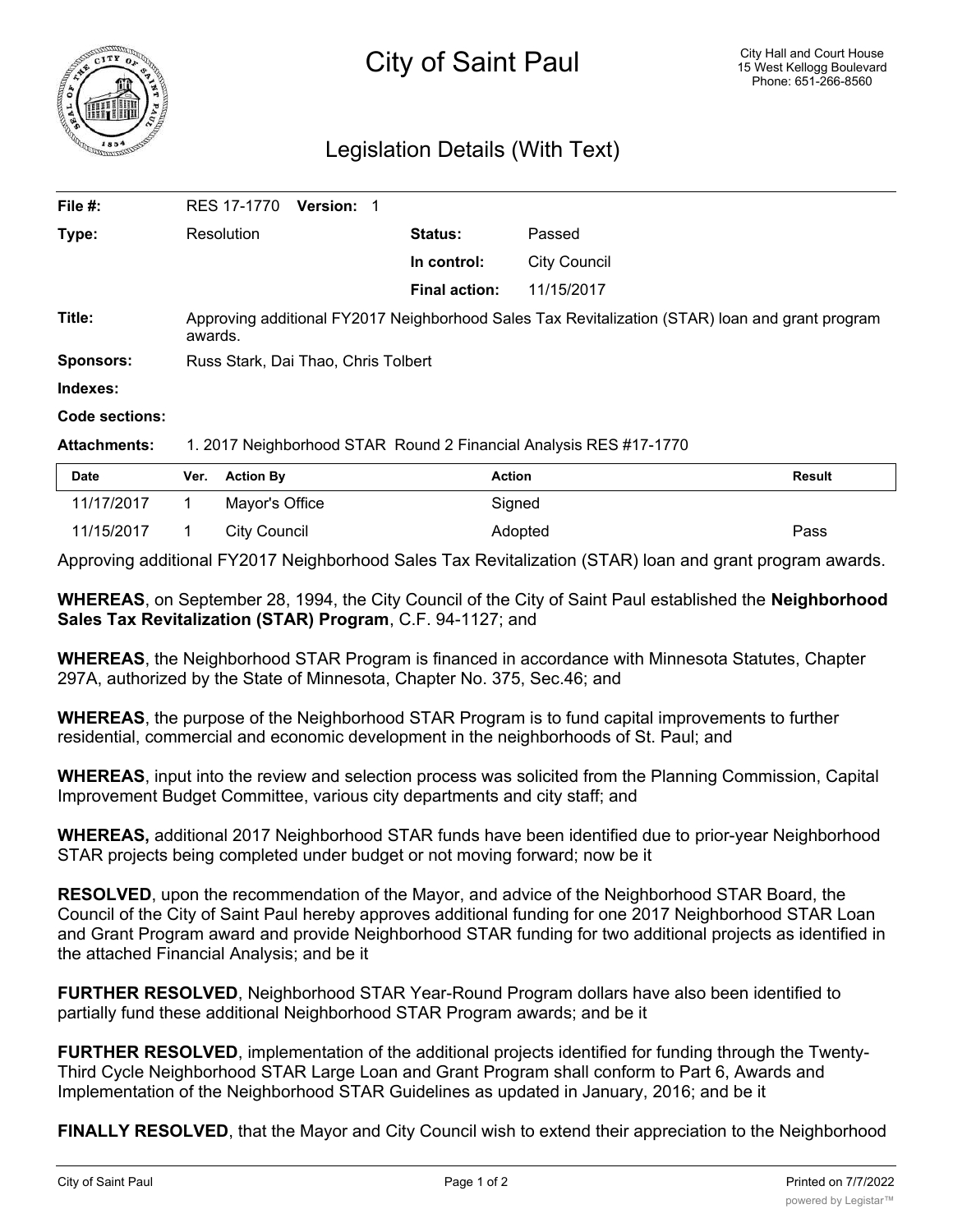# City of Saint Paul

City Hall and Court House
15 West Kellogg Boulevard
Phone: 651-266-8560

## Legislation Details (With Text)

| | | | |
|---|---|---|---|
| **File #:** | RES 17-1770 **Version:** 1 | | |
| **Type:** | Resolution | **Status:** | Passed |
| | | **In control:** | City Council |
| | | **Final action:** | 11/15/2017 |
| **Title:** | Approving additional FY2017 Neighborhood Sales Tax Revitalization (STAR) loan and grant program awards. | | |
| **Sponsors:** | Russ Stark, Dai Thao, Chris Tolbert | | |
| **Indexes:** | | | |
| **Code sections:** | | | |
| **Attachments:** | 1. 2017 Neighborhood STAR Round 2 Financial Analysis RES #17-1770 | | |

| Date | Ver. | Action By | Action | Result |
|---|---|---|---|---|
| 11/17/2017 | 1 | Mayor's Office | Signed | |
| 11/15/2017 | 1 | City Council | Adopted | Pass |

Approving additional FY2017 Neighborhood Sales Tax Revitalization (STAR) loan and grant program awards.

**WHEREAS**, on September 28, 1994, the City Council of the City of Saint Paul established the **Neighborhood Sales Tax Revitalization (STAR) Program**, C.F. 94-1127; and

**WHEREAS**, the Neighborhood STAR Program is financed in accordance with Minnesota Statutes, Chapter 297A, authorized by the State of Minnesota, Chapter No. 375, Sec.46; and

**WHEREAS**, the purpose of the Neighborhood STAR Program is to fund capital improvements to further residential, commercial and economic development in the neighborhoods of St. Paul; and

**WHEREAS**, input into the review and selection process was solicited from the Planning Commission, Capital Improvement Budget Committee, various city departments and city staff; and

**WHEREAS,** additional 2017 Neighborhood STAR funds have been identified due to prior-year Neighborhood STAR projects being completed under budget or not moving forward; now be it

**RESOLVED**, upon the recommendation of the Mayor, and advice of the Neighborhood STAR Board, the Council of the City of Saint Paul hereby approves additional funding for one 2017 Neighborhood STAR Loan and Grant Program award and provide Neighborhood STAR funding for two additional projects as identified in the attached Financial Analysis; and be it

**FURTHER RESOLVED**, Neighborhood STAR Year-Round Program dollars have also been identified to partially fund these additional Neighborhood STAR Program awards; and be it

**FURTHER RESOLVED**, implementation of the additional projects identified for funding through the Twenty-Third Cycle Neighborhood STAR Large Loan and Grant Program shall conform to Part 6, Awards and Implementation of the Neighborhood STAR Guidelines as updated in January, 2016; and be it

**FINALLY RESOLVED**, that the Mayor and City Council wish to extend their appreciation to the Neighborhood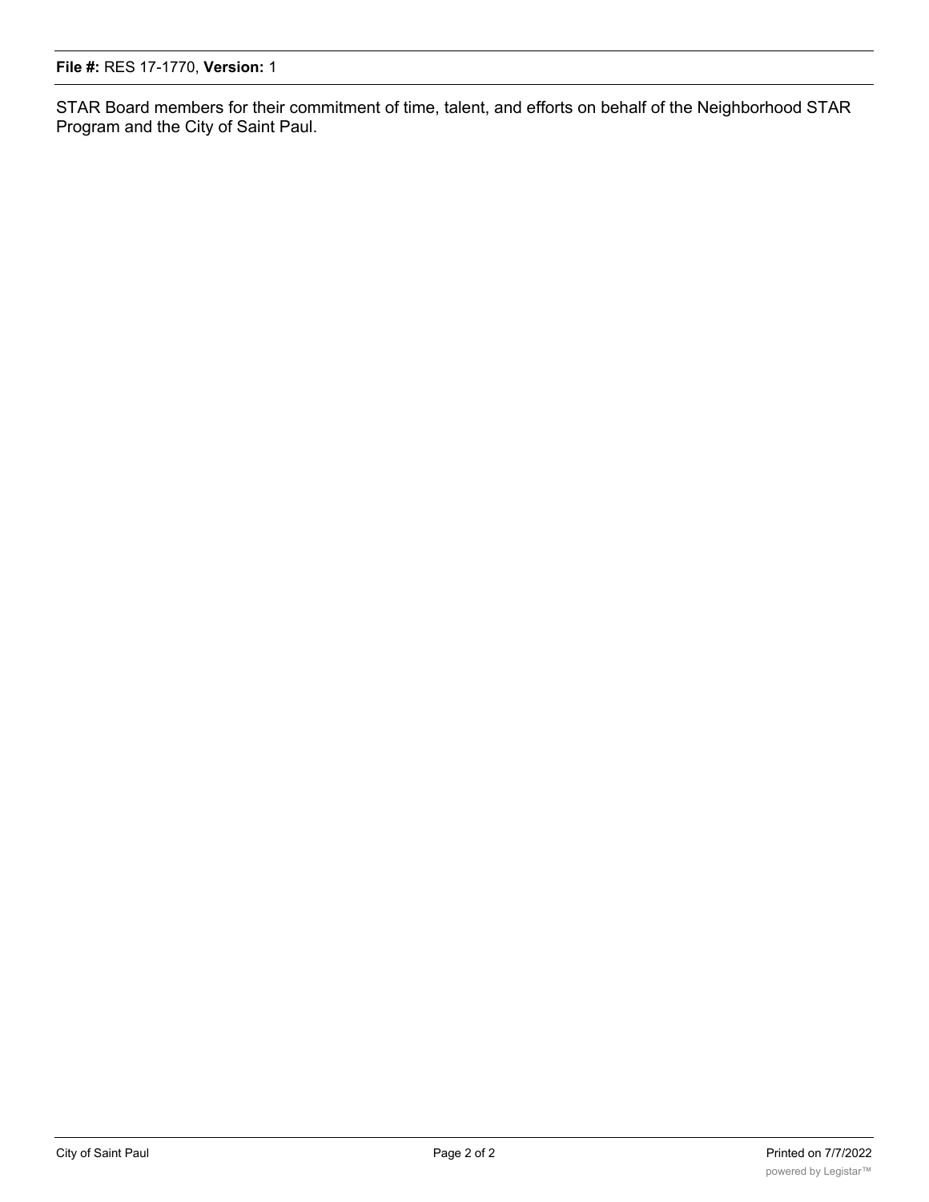STAR Board members for their commitment of time, talent, and efforts on behalf of the Neighborhood STAR Program and the City of Saint Paul.